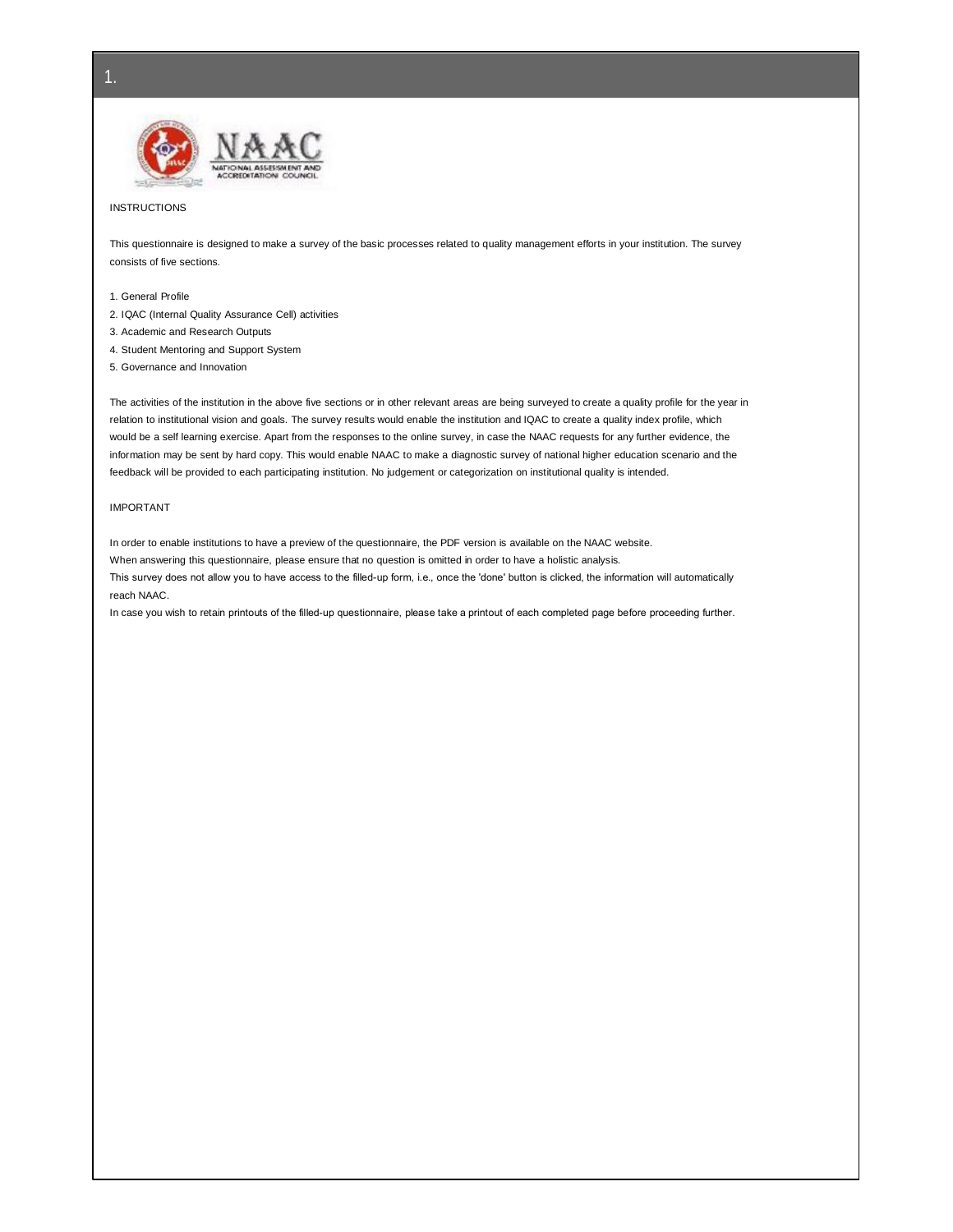# 1.

INSTRUCTIONS

This questionnaire is designed to make a survey of the basic processes related to quality management efforts in your institution. The survey consists of five sections.

1. General Profile
2. IQAC (Internal Quality Assurance Cell) activities
3. Academic and Research Outputs
4. Student Mentoring and Support System
5. Governance and Innovation

The activities of the institution in the above five sections or in other relevant areas are being surveyed to create a quality profile for the year in relation to institutional vision and goals. The survey results would enable the institution and IQAC to create a quality index profile, which would be a self learning exercise. Apart from the responses to the online survey, in case the NAAC requests for any further evidence, the information may be sent by hard copy. This would enable NAAC to make a diagnostic survey of national higher education scenario and the feedback will be provided to each participating institution. No judgement or categorization on institutional quality is intended.

IMPORTANT

In order to enable institutions to have a preview of the questionnaire, the PDF version is available on the NAAC website.
When answering this questionnaire, please ensure that no question is omitted in order to have a holistic analysis.
This survey does not allow you to have access to the filled-up form, i.e., once the 'done' button is clicked, the information will automatically reach NAAC.
In case you wish to retain printouts of the filled-up questionnaire, please take a printout of each completed page before proceeding further.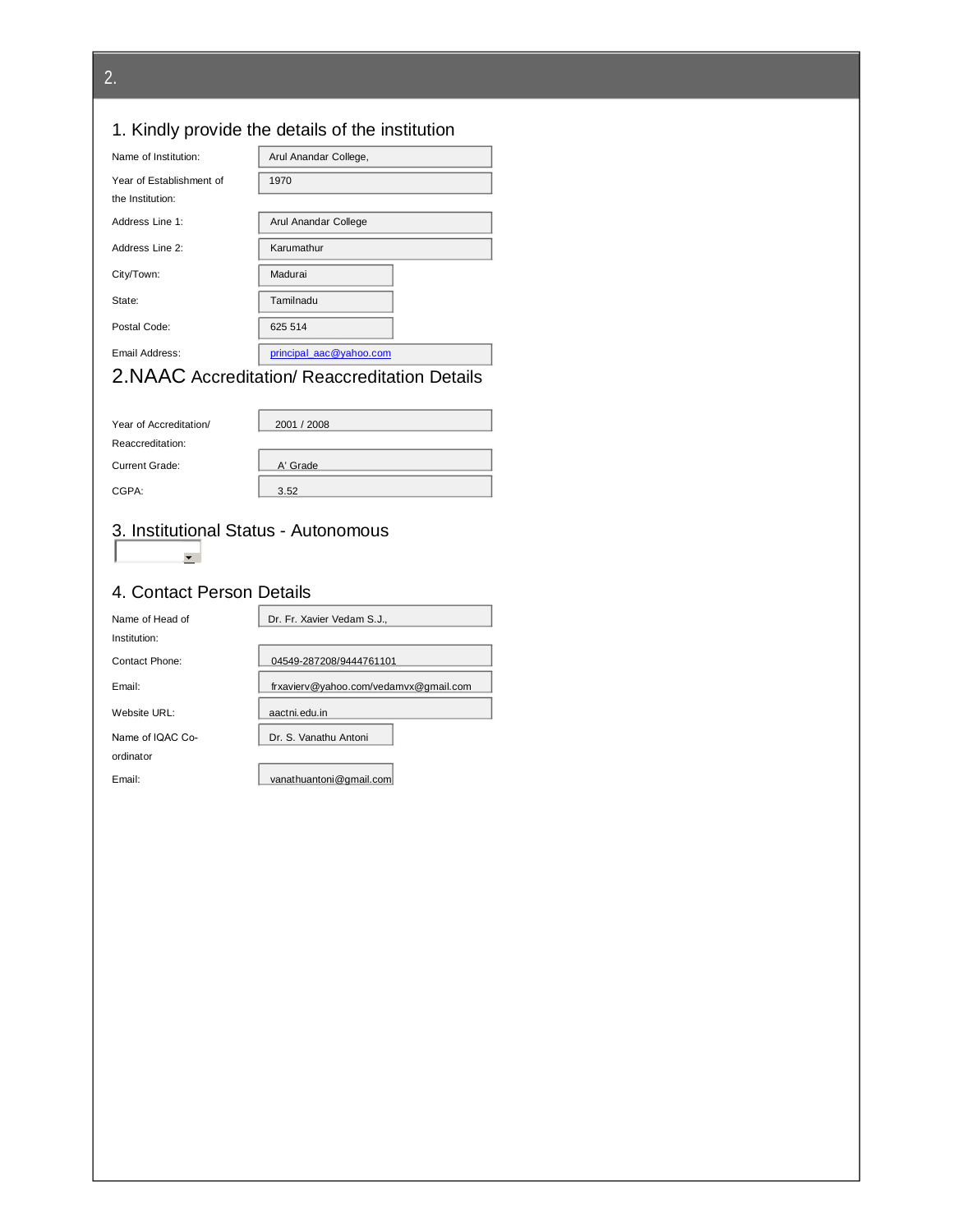## 2.

## 1. Kindly provide the details of the institution

| | |
|---|---|
| Name of Institution: | Arul Anandar College, |
| Year of Establishment of the Institution: | 1970 |
| Address Line 1: | Arul Anandar College |
| Address Line 2: | Karumathur |
| City/Town: | Madurai |
| State: | Tamilnadu |
| Postal Code: | 625 514 |
| Email Address: | principal_aac@yahoo.com |

## 2.NAAC Accreditation/ Reaccreditation Details

| | |
|---|---|
| Year of Accreditation/ Reaccreditation: | 2001 / 2008 |
| Current Grade: | A' Grade |
| CGPA: | 3.52 |

## 3. Institutional Status - Autonomous

## 4. Contact Person Details

| | |
|---|---|
| Name of Head of Institution: | Dr. Fr. Xavier Vedam S.J., |
| Contact Phone: | 04549-287208/9444761101 |
| Email: | frxavierv@yahoo.com/vedamvx@gmail.com |
| Website URL: | aactni.edu.in |
| Name of IQAC Co-ordinator | Dr. S. Vanathu Antoni |
| Email: | vanathuantoni@gmail.com |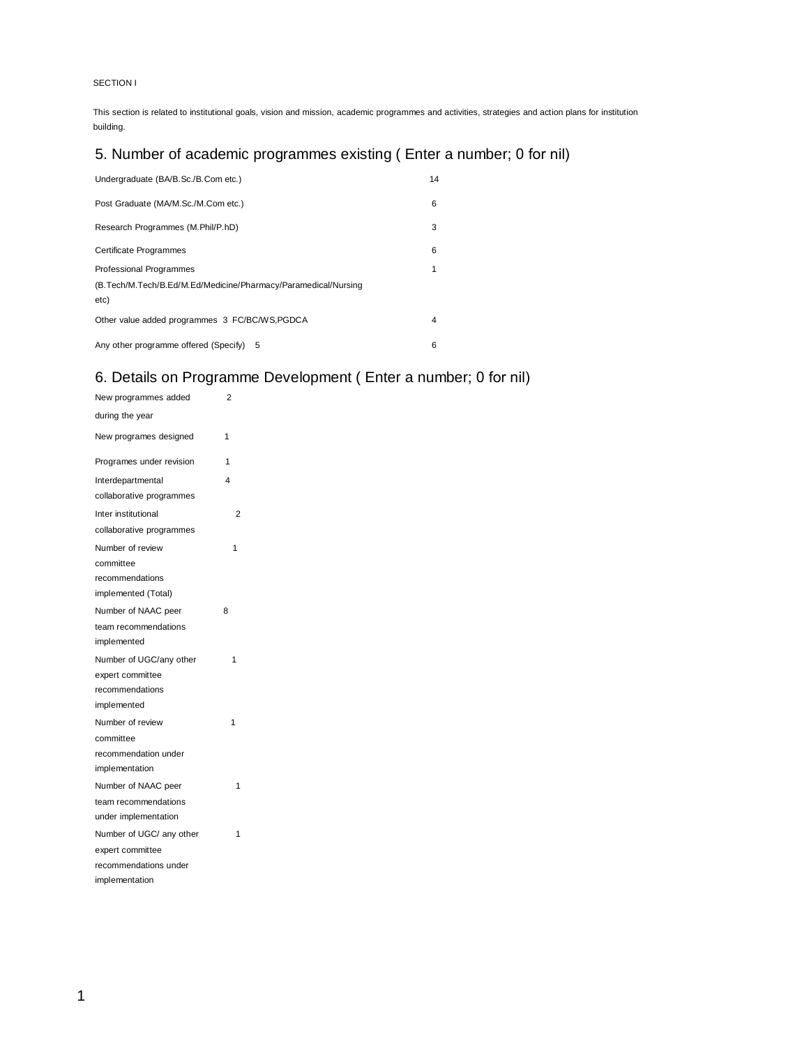SECTION I

This section is related to institutional goals, vision and mission, academic programmes and activities, strategies and action plans for institution building.

## 5. Number of academic programmes existing ( Enter a number; 0 for nil)

| | |
|---|---|
| Undergraduate (BA/B.Sc./B.Com etc.) | 14 |
| Post Graduate (MA/M.Sc./M.Com etc.) | 6 |
| Research Programmes (M.Phil/P.hD) | 3 |
| Certificate Programmes | 6 |
| Professional Programmes (B.Tech/M.Tech/B.Ed/M.Ed/Medicine/Pharmacy/Paramedical/Nursing etc) | 1 |
| Other value added programmes 3 FC/BC/WS,PGDCA | 4 |
| Any other programme offered (Specify) 5 | 6 |

## 6. Details on Programme Development ( Enter a number; 0 for nil)

| | |
|---|---|
| New programmes added during the year | 2 |
| New programes designed | 1 |
| Programes under revision | 1 |
| Interdepartmental collaborative programmes | 4 |
| Inter institutional collaborative programmes | 2 |
| Number of review committee recommendations implemented (Total) | 1 |
| Number of NAAC peer team recommendations implemented | 8 |
| Number of UGC/any other expert committee recommendations implemented | 1 |
| Number of review committee recommendation under implementation | 1 |
| Number of NAAC peer team recommendations under implementation | 1 |
| Number of UGC/ any other expert committee recommendations under implementation | 1 |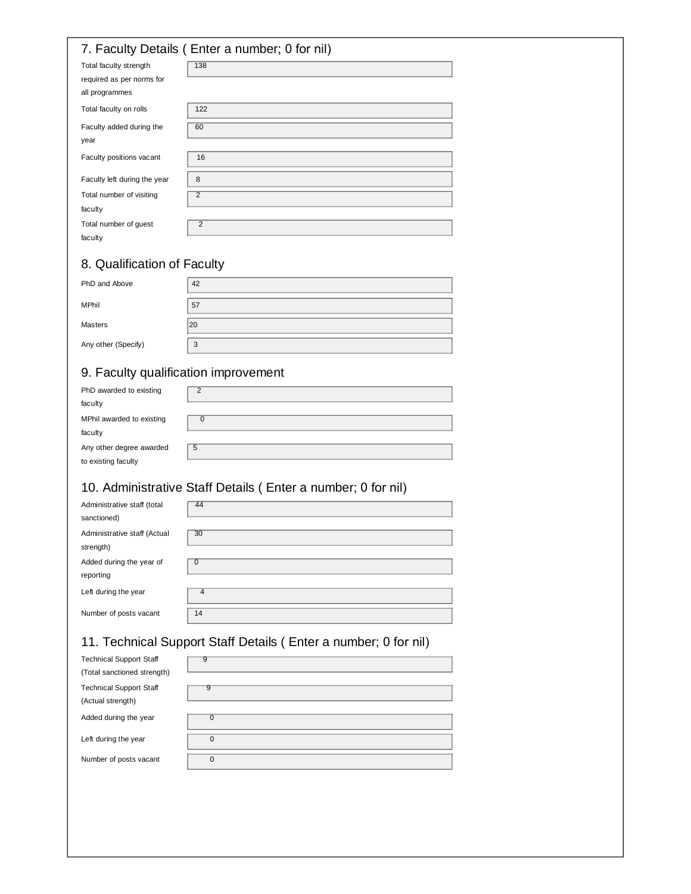## 7. Faculty Details ( Enter a number; 0 for nil)

| | |
|---|---|
| Total faculty strength required as per norms for all programmes | 138 |
| Total faculty on rolls | 122 |
| Faculty added during the year | 60 |
| Faculty positions vacant | 16 |
| Faculty left during the year | 8 |
| Total number of visiting faculty | 2 |
| Total number of guest faculty | 2 |

## 8. Qualification of Faculty

| | |
|---|---|
| PhD and Above | 42 |
| MPhil | 57 |
| Masters | 20 |
| Any other (Specify) | 3 |

## 9. Faculty qualification improvement

| | |
|---|---|
| PhD awarded to existing faculty | 2 |
| MPhil awarded to existing faculty | 0 |
| Any other degree awarded to existing faculty | 5 |

## 10. Administrative Staff Details ( Enter a number; 0 for nil)

| | |
|---|---|
| Administrative staff (total sanctioned) | 44 |
| Administrative staff (Actual strength) | 30 |
| Added during the year of reporting | 0 |
| Left during the year | 4 |
| Number of posts vacant | 14 |

## 11. Technical Support Staff Details ( Enter a number; 0 for nil)

| | |
|---|---|
| Technical Support Staff (Total sanctioned strength) | 9 |
| Technical Support Staff (Actual strength) | 9 |
| Added during the year | 0 |
| Left during the year | 0 |
| Number of posts vacant | 0 |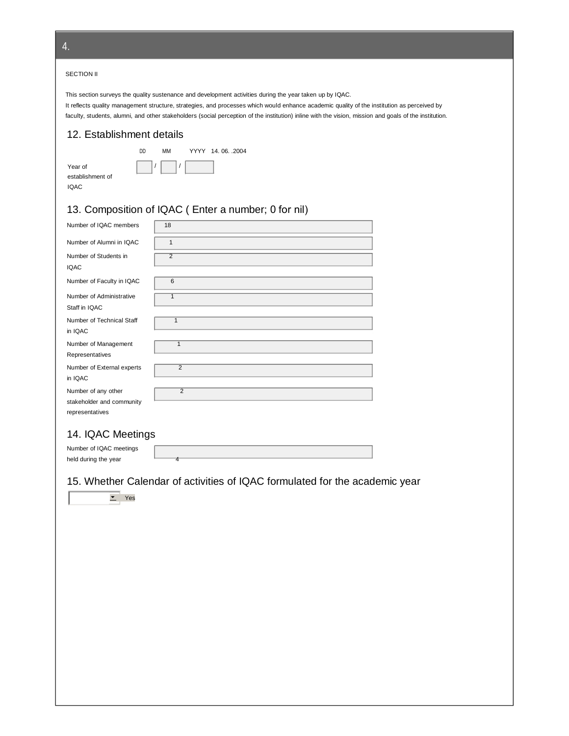## 4.

SECTION II

This section surveys the quality sustenance and development activities during the year taken up by IQAC.
It reflects quality management structure, strategies, and processes which would enhance academic quality of the institution as perceived by faculty, students, alumni, and other stakeholders (social perception of the institution) inline with the vision, mission and goals of the institution.

### 12. Establishment details

Year of establishment of IQAC: DD / MM / YYYY 14. 06. .2004

### 13. Composition of IQAC ( Enter a number; 0 for nil)

| Field | Value |
|---|---|
| Number of IQAC members | 18 |
| Number of Alumni in IQAC | 1 |
| Number of Students in IQAC | 2 |
| Number of Faculty in IQAC | 6 |
| Number of Administrative Staff in IQAC | 1 |
| Number of Technical Staff in IQAC | 1 |
| Number of Management Representatives | 1 |
| Number of External experts in IQAC | 2 |
| Number of any other stakeholder and community representatives | 2 |

### 14. IQAC Meetings

Number of IQAC meetings held during the year: 4

### 15. Whether Calendar of activities of IQAC formulated for the academic year

Yes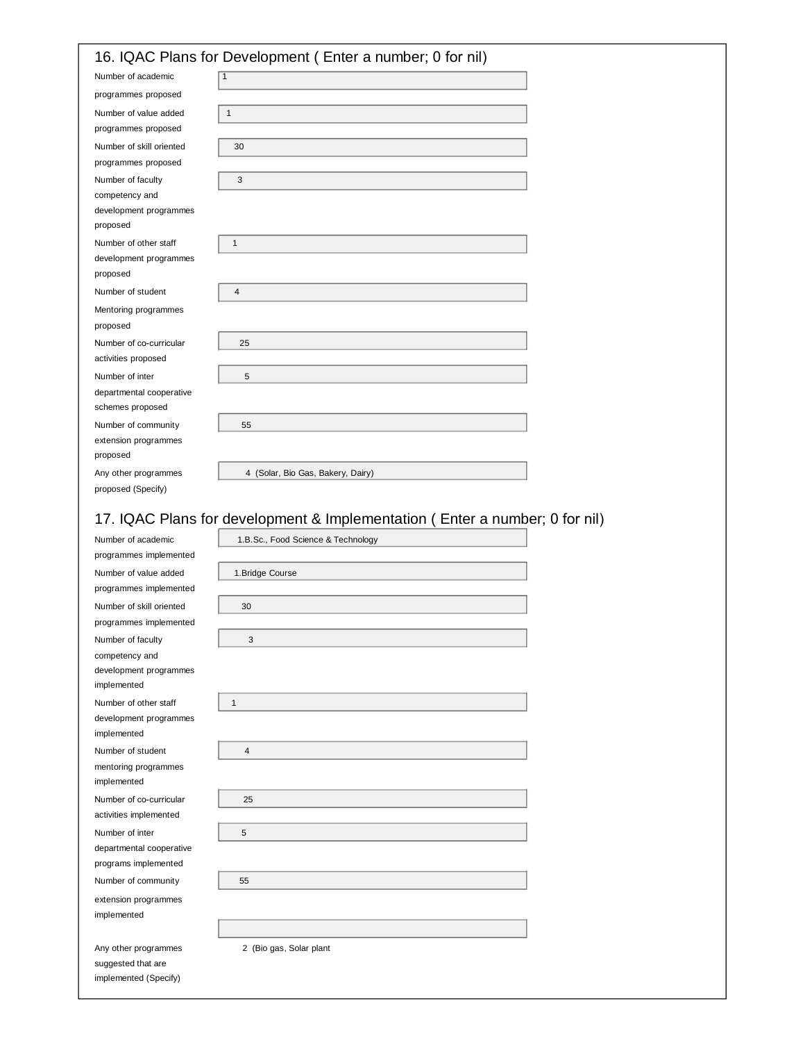## 16. IQAC Plans for Development ( Enter a number; 0 for nil)

| | |
|---|---|
| Number of academic programmes proposed | 1 |
| Number of value added programmes proposed | 1 |
| Number of skill oriented programmes proposed | 30 |
| Number of faculty competency and development programmes proposed | 3 |
| Number of other staff development programmes proposed | 1 |
| Number of student Mentoring programmes proposed | 4 |
| Number of co-curricular activities proposed | 25 |
| Number of inter departmental cooperative schemes proposed | 5 |
| Number of community extension programmes proposed | 55 |
| Any other programmes proposed (Specify) | 4 (Solar, Bio Gas, Bakery, Dairy) |

## 17. IQAC Plans for development & Implementation ( Enter a number; 0 for nil)

| | |
|---|---|
| Number of academic programmes implemented | 1.B.Sc., Food Science & Technology |
| Number of value added programmes implemented | 1.Bridge Course |
| Number of skill oriented programmes implemented | 30 |
| Number of faculty competency and development programmes implemented | 3 |
| Number of other staff development programmes implemented | 1 |
| Number of student mentoring programmes implemented | 4 |
| Number of co-curricular activities implemented | 25 |
| Number of inter departmental cooperative programs implemented | 5 |
| Number of community extension programmes implemented | 55 |
| Any other programmes suggested that are implemented (Specify) | 2 (Bio gas, Solar plant |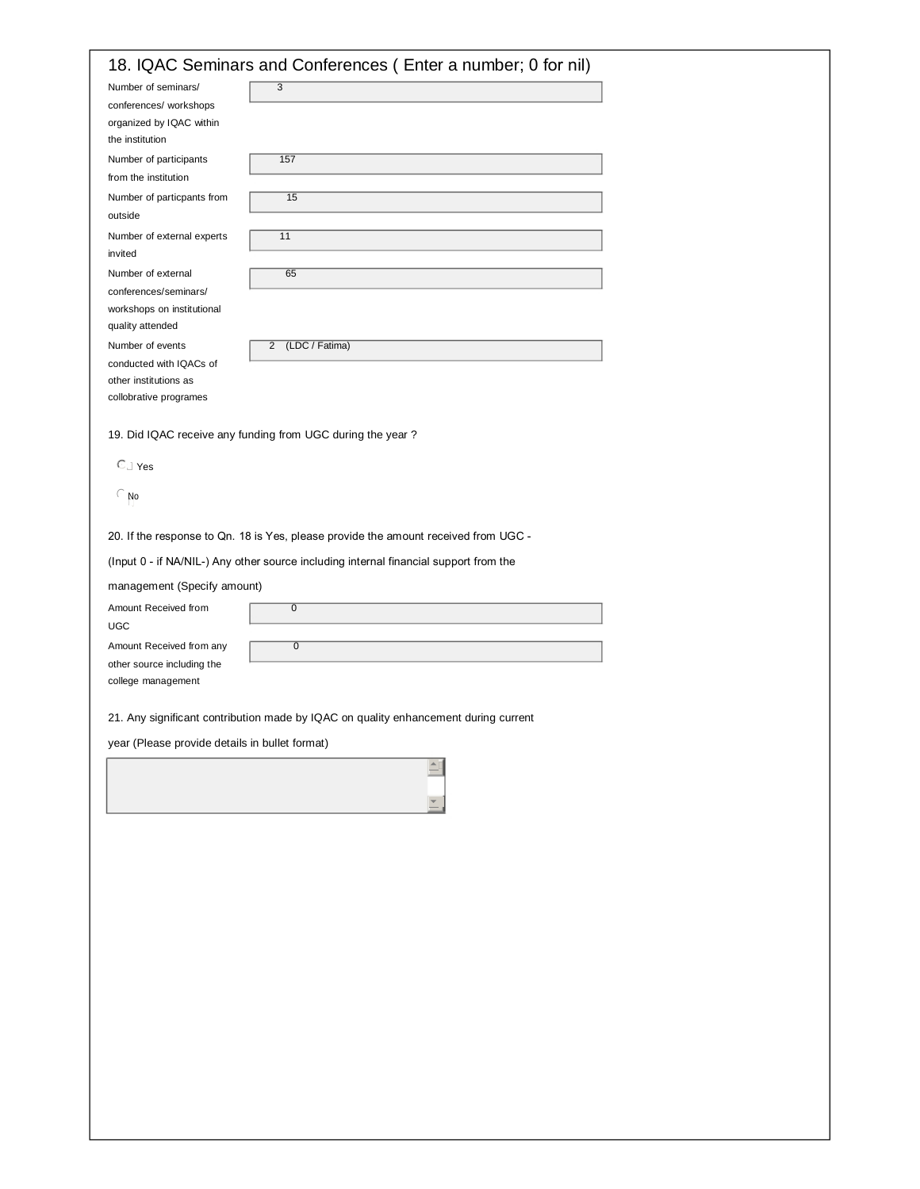## 18. IQAC Seminars and Conferences ( Enter a number; 0 for nil)

| | |
|---|---|
| Number of seminars/ conferences/ workshops organized by IQAC within the institution | 3 |
| Number of participants from the institution | 157 |
| Number of particpants from outside | 15 |
| Number of external experts invited | 11 |
| Number of external conferences/seminars/ workshops on institutional quality attended | 65 |
| Number of events conducted with IQACs of other institutions as collobrative programes | 2 (LDC / Fatima) |

19. Did IQAC receive any funding from UGC during the year ?

- Yes
- No

20. If the response to Qn. 18 is Yes, please provide the amount received from UGC -

(Input 0 - if NA/NIL-) Any other source including internal financial support from the

management (Specify amount)

| | |
|---|---|
| Amount Received from UGC | 0 |
| Amount Received from any other source including the college management | 0 |

21. Any significant contribution made by IQAC on quality enhancement during current

year (Please provide details in bullet format)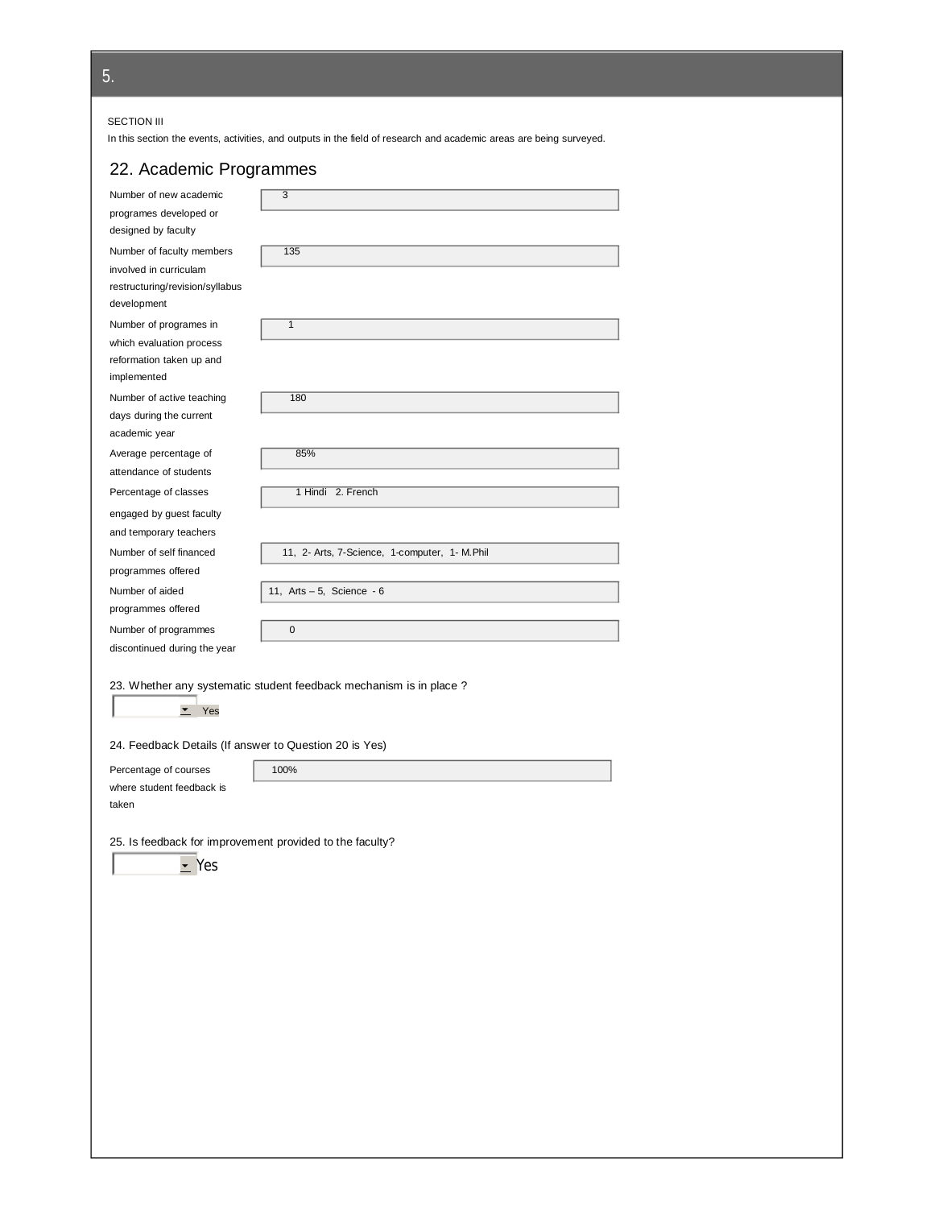## 5.

SECTION III

In this section the events, activities, and outputs in the field of research and academic areas are being surveyed.

### 22. Academic Programmes

| | |
|---|---|
| Number of new academic programes developed or designed by faculty | 3 |
| Number of faculty members involved in curriculam restructuring/revision/syllabus development | 135 |
| Number of programes in which evaluation process reformation taken up and implemented | 1 |
| Number of active teaching days during the current academic year | 180 |
| Average percentage of attendance of students | 85% |
| Percentage of classes engaged by guest faculty and temporary teachers | 1 Hindi 2. French |
| Number of self financed programmes offered | 11, 2- Arts, 7-Science, 1-computer, 1- M.Phil |
| Number of aided programmes offered | 11, Arts – 5, Science - 6 |
| Number of programmes discontinued during the year | 0 |

23. Whether any systematic student feedback mechanism is in place ?

Yes

24. Feedback Details (If answer to Question 20 is Yes)

| | |
|---|---|
| Percentage of courses where student feedback is taken | 100% |

25. Is feedback for improvement provided to the faculty?

Yes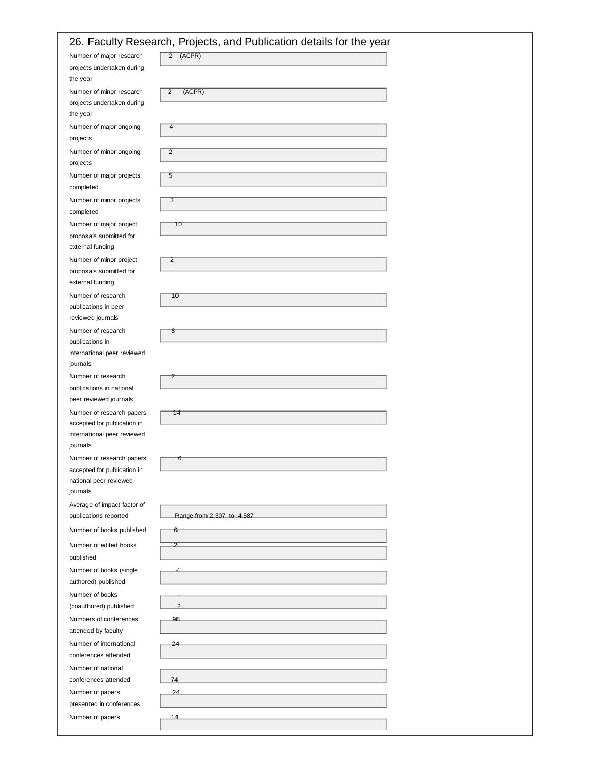## 26. Faculty Research, Projects, and Publication details for the year

| Item | Value |
|---|---|
| Number of major research projects undertaken during the year | 2 (ACPR) |
| Number of minor research projects undertaken during the year | 2 (ACPR) |
| Number of major ongoing projects | 4 |
| Number of minor ongoing projects | 2 |
| Number of major projects completed | 5 |
| Number of minor projects completed | 3 |
| Number of major project proposals submitted for external funding | 10 |
| Number of minor project proposals submitted for external funding | 2 |
| Number of research publications in peer reviewed journals | 10 |
| Number of research publications in international peer reviewed journals | 8 |
| Number of research publications in national peer reviewed journals | 2 |
| Number of research papers accepted for publication in international peer reviewed journals | 14 |
| Number of research papers accepted for publication in national peer reviewed journals | 6 |
| Average of impact factor of publications reported | Range from 2.307 to 4.587 |
| Number of books published | 6 |
| Number of edited books published | 2 |
| Number of books (single authored) published | 4 |
| Number of books (coauthored) published | -- 2 |
| Numbers of conferences attended by faculty | 98 |
| Number of international conferences attended | 24 |
| Number of national conferences attended | 74 |
| Number of papers presented in conferences | 24 |
| Number of papers | 14 |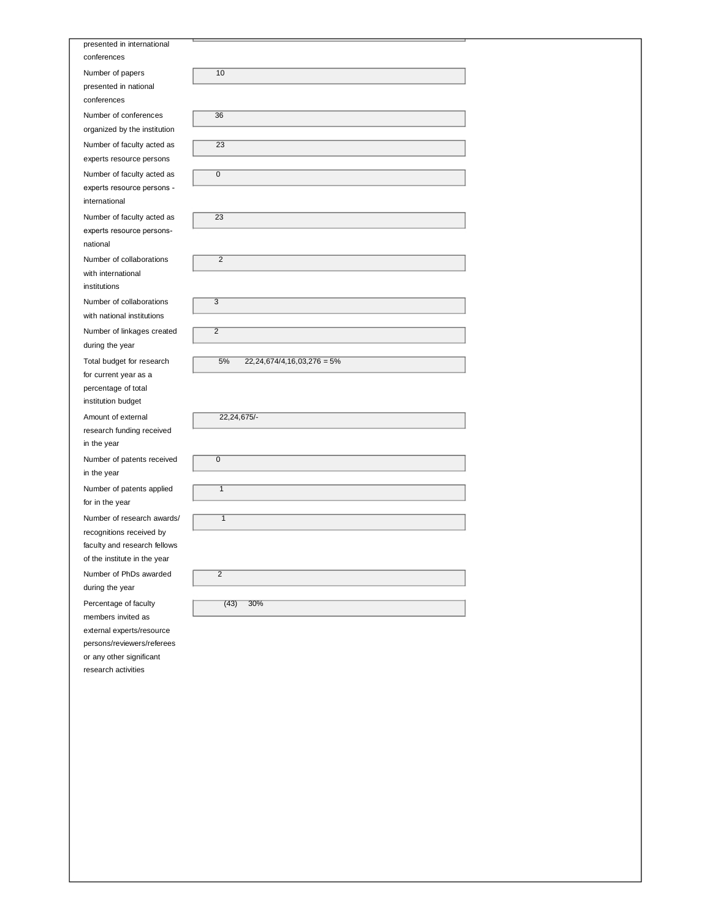| | |
|---|---|
| presented in international conferences | |
| Number of papers presented in national conferences | 10 |
| Number of conferences organized by the institution | 36 |
| Number of faculty acted as experts resource persons | 23 |
| Number of faculty acted as experts resource persons - international | 0 |
| Number of faculty acted as experts resource persons- national | 23 |
| Number of collaborations with international institutions | 2 |
| Number of collaborations with national institutions | 3 |
| Number of linkages created during the year | 2 |
| Total budget for research for current year as a percentage of total institution budget | 5% 22,24,674/4,16,03,276 = 5% |
| Amount of external research funding received in the year | 22,24,675/- |
| Number of patents received in the year | 0 |
| Number of patents applied for in the year | 1 |
| Number of research awards/ recognitions received by faculty and research fellows of the institute in the year | 1 |
| Number of PhDs awarded during the year | 2 |
| Percentage of faculty members invited as external experts/resource persons/reviewers/referees or any other significant research activities | (43) 30% |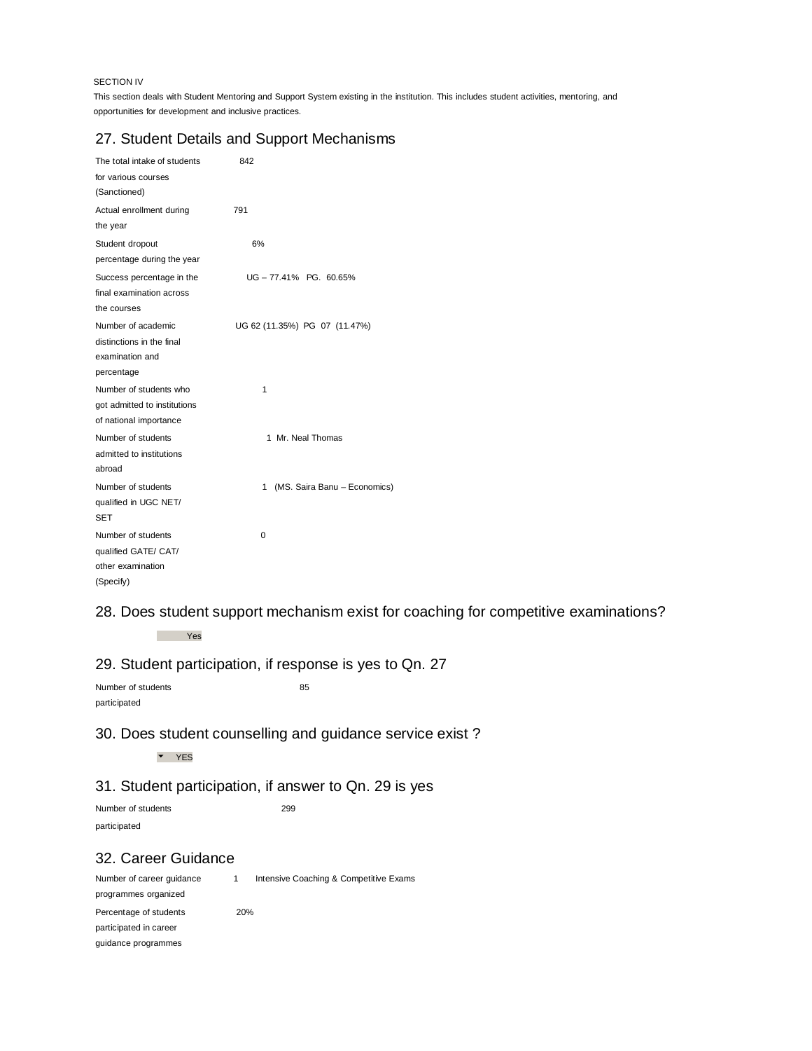SECTION IV

This section deals with Student Mentoring and Support System existing in the institution. This includes student activities, mentoring, and opportunities for development and inclusive practices.

## 27. Student Details and Support Mechanisms

| | |
|---|---|
| The total intake of students for various courses (Sanctioned) | 842 |
| Actual enrollment during the year | 791 |
| Student dropout percentage during the year | 6% |
| Success percentage in the final examination across the courses | UG – 77.41% PG. 60.65% |
| Number of academic distinctions in the final examination and percentage | UG 62 (11.35%) PG 07 (11.47%) |
| Number of students who got admitted to institutions of national importance | 1 |
| Number of students admitted to institutions abroad | 1 Mr. Neal Thomas |
| Number of students qualified in UGC NET/ SET | 1 (MS. Saira Banu – Economics) |
| Number of students qualified GATE/ CAT/ other examination (Specify) | 0 |

## 28. Does student support mechanism exist for coaching for competitive examinations?

Yes

## 29. Student participation, if response is yes to Qn. 27

| | |
|---|---|
| Number of students participated | 85 |

## 30. Does student counselling and guidance service exist ?

YES

## 31. Student participation, if answer to Qn. 29 is yes

| | |
|---|---|
| Number of students participated | 299 |

## 32. Career Guidance

| | |
|---|---|
| Number of career guidance programmes organized | 1 Intensive Coaching & Competitive Exams |
| Percentage of students participated in career guidance programmes | 20% |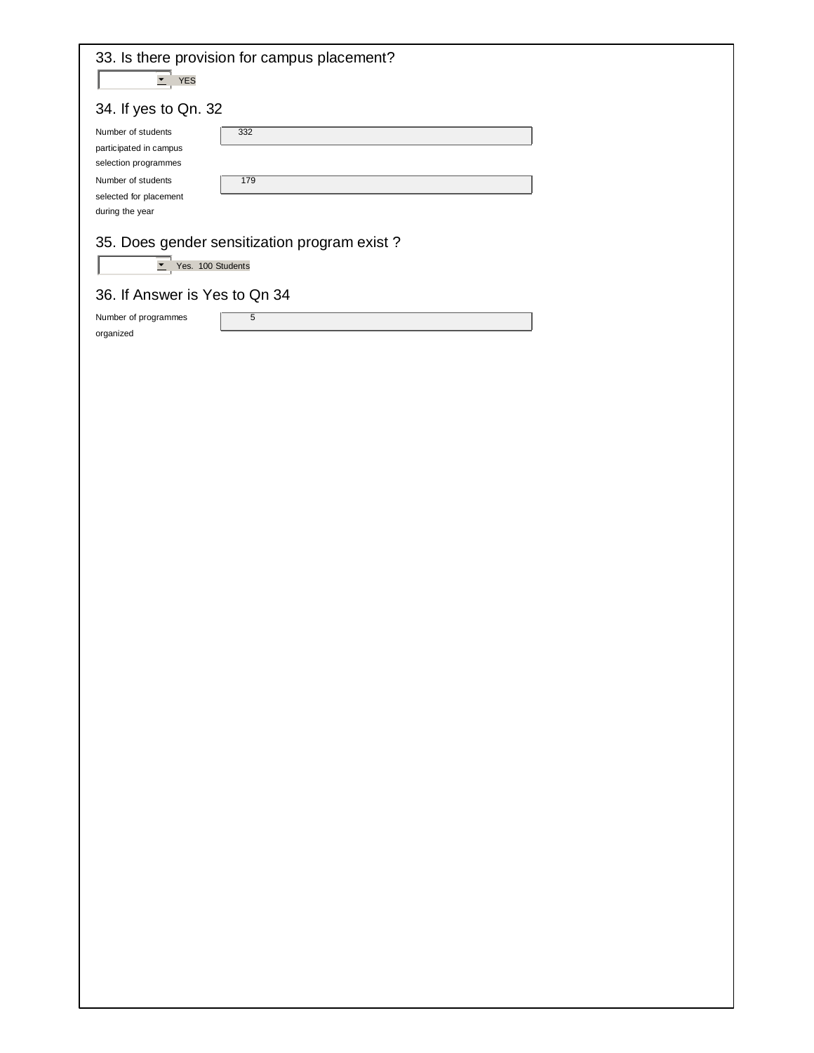## 33. Is there provision for campus placement?

YES

## 34. If yes to Qn. 32

| | |
|---|---|
| Number of students participated in campus selection programmes | 332 |
| Number of students selected for placement during the year | 179 |

## 35. Does gender sensitization program exist ?

Yes. 100 Students

## 36. If Answer is Yes to Qn 34

| | |
|---|---|
| Number of programmes organized | 5 |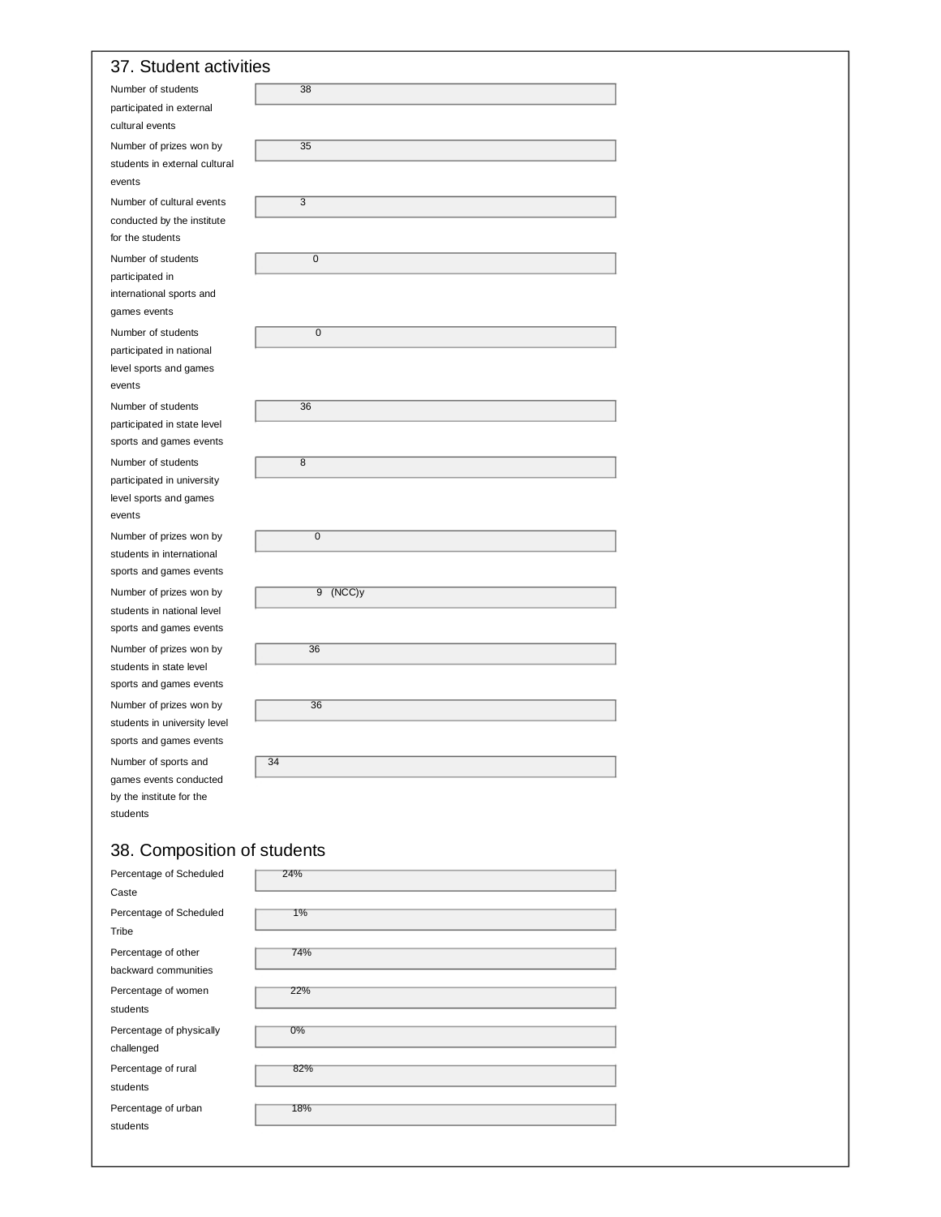## 37. Student activities

| | |
|---|---|
| Number of students participated in external cultural events | 38 |
| Number of prizes won by students in external cultural events | 35 |
| Number of cultural events conducted by the institute for the students | 3 |
| Number of students participated in international sports and games events | 0 |
| Number of students participated in national level sports and games events | 0 |
| Number of students participated in state level sports and games events | 36 |
| Number of students participated in university level sports and games events | 8 |
| Number of prizes won by students in international sports and games events | 0 |
| Number of prizes won by students in national level sports and games events | 9 (NCC)y |
| Number of prizes won by students in state level sports and games events | 36 |
| Number of prizes won by students in university level sports and games events | 36 |
| Number of sports and games events conducted by the institute for the students | 34 |

## 38. Composition of students

| | |
|---|---|
| Percentage of Scheduled Caste | 24% |
| Percentage of Scheduled Tribe | 1% |
| Percentage of other backward communities | 74% |
| Percentage of women students | 22% |
| Percentage of physically challenged | 0% |
| Percentage of rural students | 82% |
| Percentage of urban students | 18% |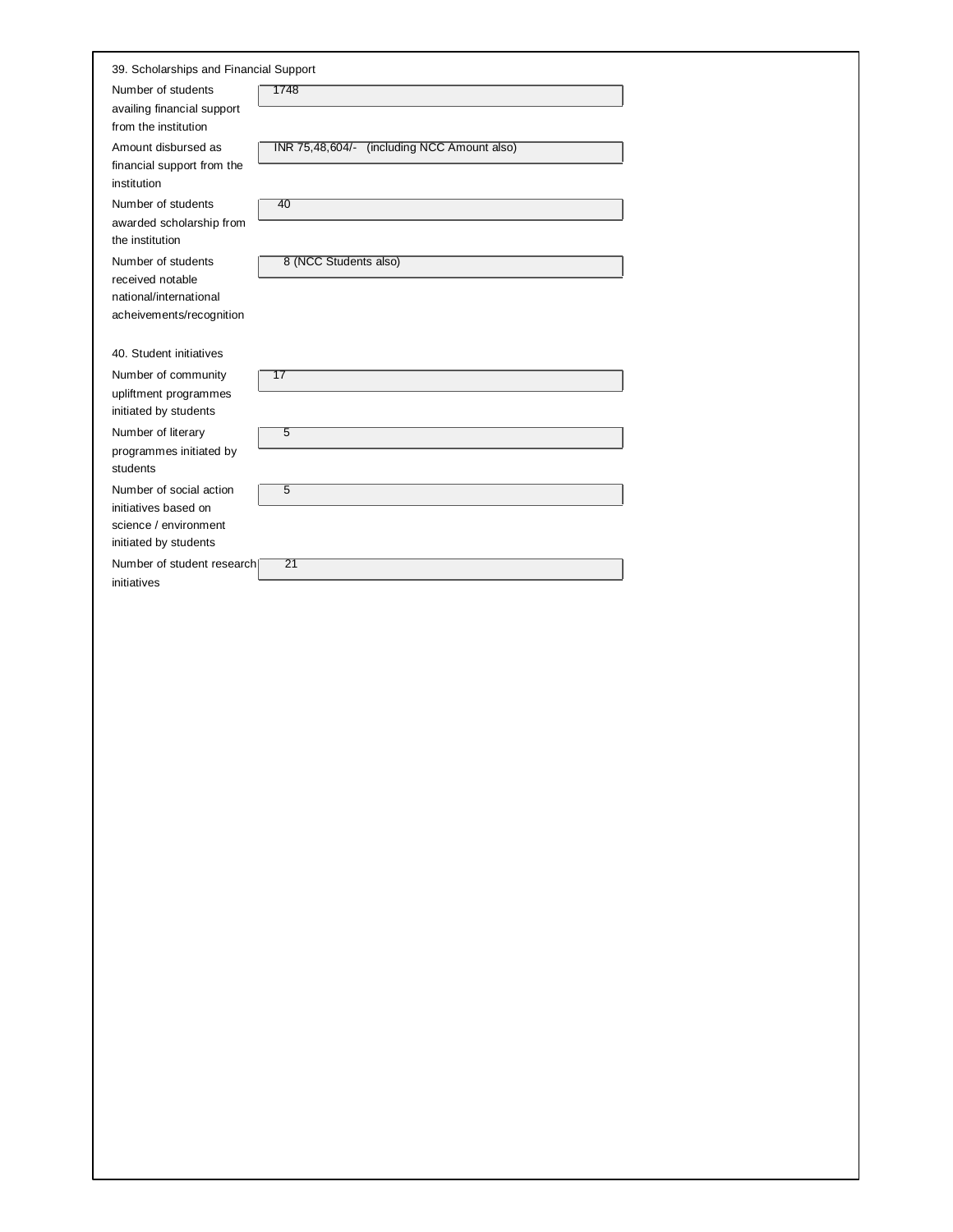39. Scholarships and Financial Support

| | |
|---|---|
| Number of students availing financial support from the institution | 1748 |
| Amount disbursed as financial support from the institution | INR 75,48,604/- (including NCC Amount also) |
| Number of students awarded scholarship from the institution | 40 |
| Number of students received notable national/international acheivements/recognition | 8 (NCC Students also) |

40. Student initiatives

| | |
|---|---|
| Number of community upliftment programmes initiated by students | 17 |
| Number of literary programmes initiated by students | 5 |
| Number of social action initiatives based on science / environment initiated by students | 5 |
| Number of student research initiatives | 21 |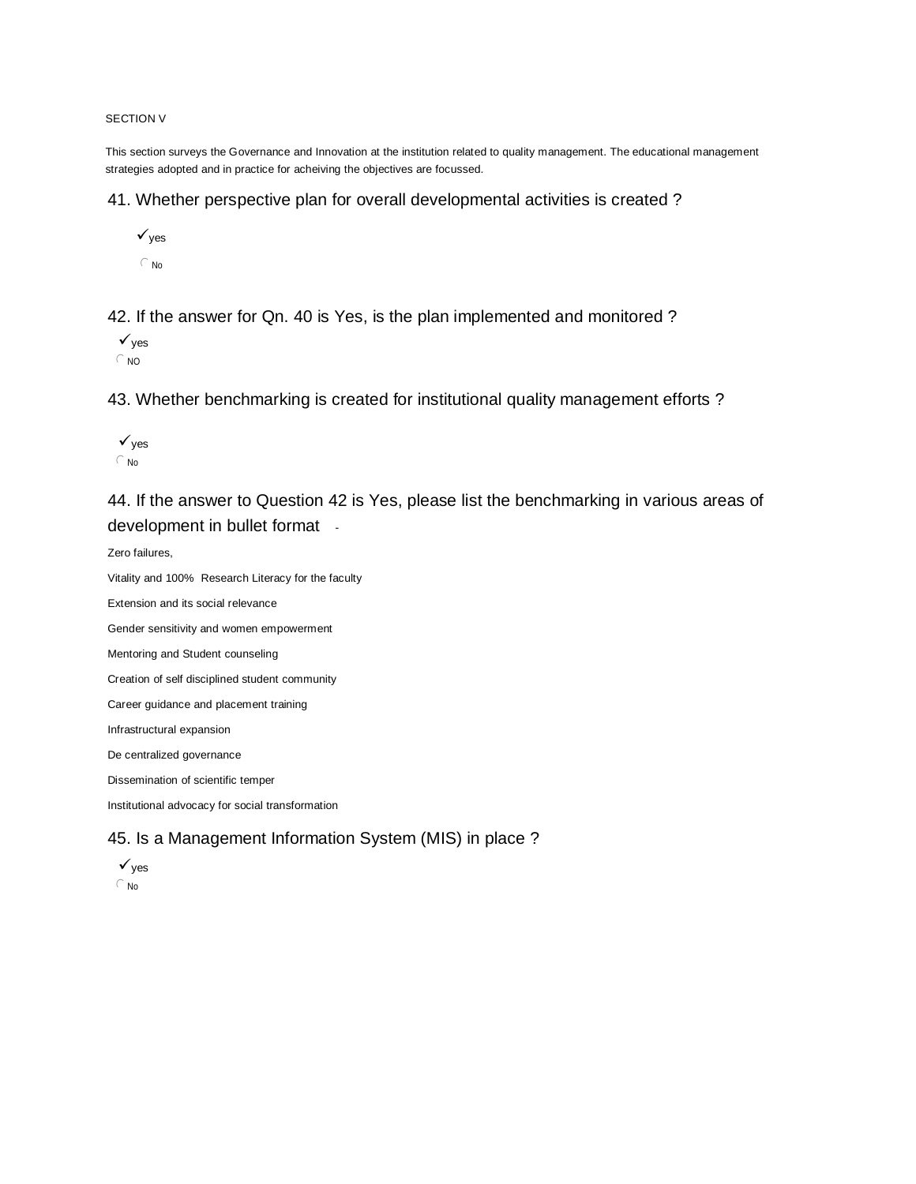SECTION V

This section surveys the Governance and Innovation at the institution related to quality management. The educational management strategies adopted and in practice for acheiving the objectives are focussed.

## 41. Whether perspective plan for overall developmental activities is created ?

✓yes

◯ No

## 42. If the answer for Qn. 40 is Yes, is the plan implemented and monitored ?

✓yes

◯ NO

## 43. Whether benchmarking is created for institutional quality management efforts ?

✓yes

◯ No

## 44. If the answer to Question 42 is Yes, please list the benchmarking in various areas of development in bullet format -

Zero failures,

Vitality and 100% Research Literacy for the faculty

Extension and its social relevance

Gender sensitivity and women empowerment

Mentoring and Student counseling

Creation of self disciplined student community

Career guidance and placement training

Infrastructural expansion

De centralized governance

Dissemination of scientific temper

Institutional advocacy for social transformation

## 45. Is a Management Information System (MIS) in place ?

✓yes

◯ No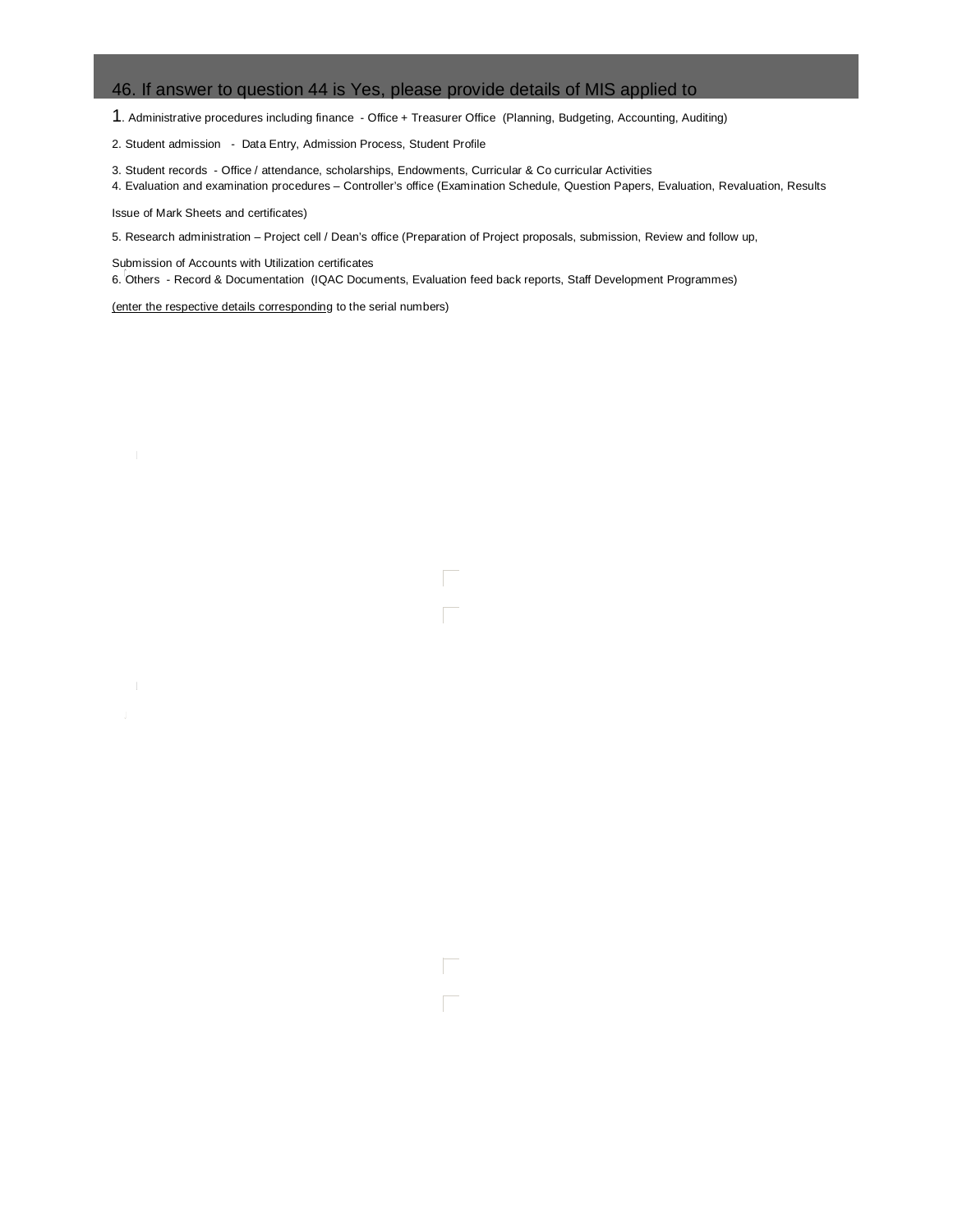## 46. If answer to question 44 is Yes, please provide details of MIS applied to

1. Administrative procedures including finance - Office + Treasurer Office (Planning, Budgeting, Accounting, Auditing)

2. Student admission - Data Entry, Admission Process, Student Profile

3. Student records - Office / attendance, scholarships, Endowments, Curricular & Co curricular Activities

4. Evaluation and examination procedures – Controller's office (Examination Schedule, Question Papers, Evaluation, Revaluation, Results Issue of Mark Sheets and certificates)

5. Research administration – Project cell / Dean's office (Preparation of Project proposals, submission, Review and follow up, Submission of Accounts with Utilization certificates

6. Others - Record & Documentation (IQAC Documents, Evaluation feed back reports, Staff Development Programmes)

(enter the respective details corresponding to the serial numbers)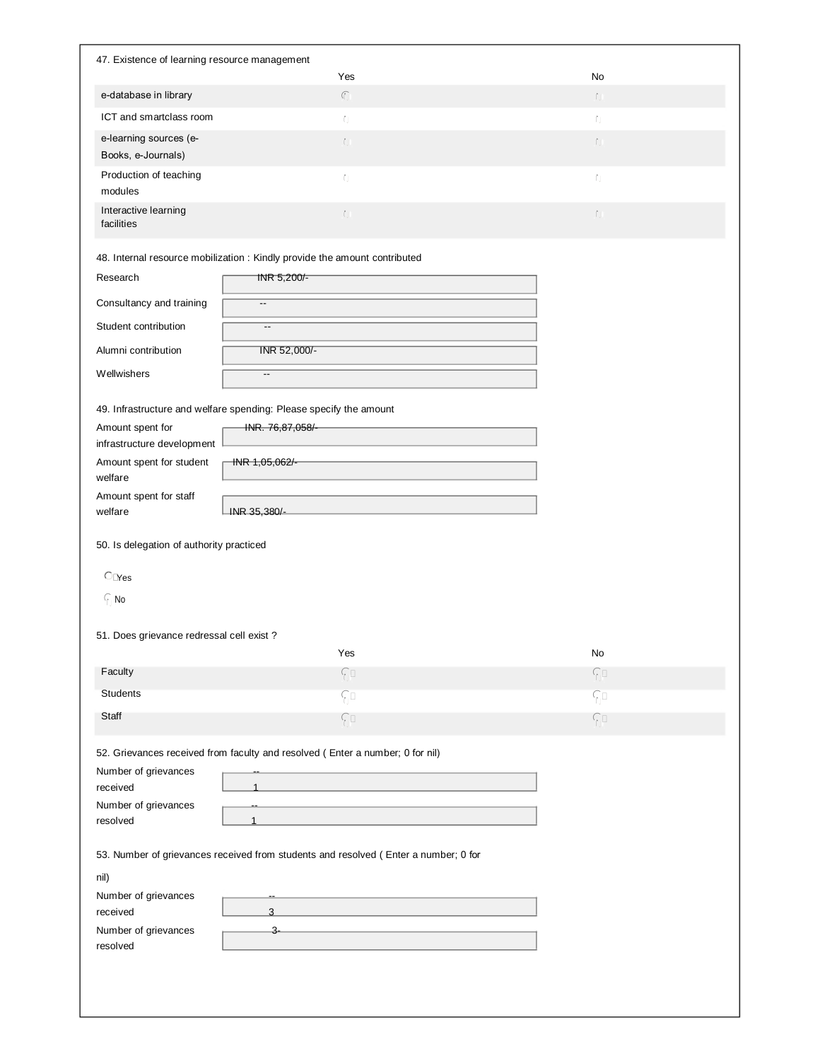47. Existence of learning resource management

| | Yes | No |
|---|---|---|
| e-database in library | | |
| ICT and smartclass room | | |
| e-learning sources (e-Books, e-Journals) | | |
| Production of teaching modules | | |
| Interactive learning facilities | | |

48. Internal resource mobilization : Kindly provide the amount contributed

| | |
|---|---|
| Research | INR 5,200/- |
| Consultancy and training | -- |
| Student contribution | -- |
| Alumni contribution | INR 52,000/- |
| Wellwishers | -- |

49. Infrastructure and welfare spending: Please specify the amount

| | |
|---|---|
| Amount spent for infrastructure development | INR. 76,87,058/- |
| Amount spent for student welfare | INR 1,05,062/- |
| Amount spent for staff welfare | INR 35,380/- |

50. Is delegation of authority practiced

- Yes
- No

51. Does grievance redressal cell exist ?

| | Yes | No |
|---|---|---|
| Faculty | | |
| Students | | |
| Staff | | |

52. Grievances received from faculty and resolved ( Enter a number; 0 for nil)

| | |
|---|---|
| Number of grievances received | -- 1 |
| Number of grievances resolved | -- 1 |

53. Number of grievances received from students and resolved ( Enter a number; 0 for nil)

| | |
|---|---|
| Number of grievances received | -- 3 |
| Number of grievances resolved | 3- |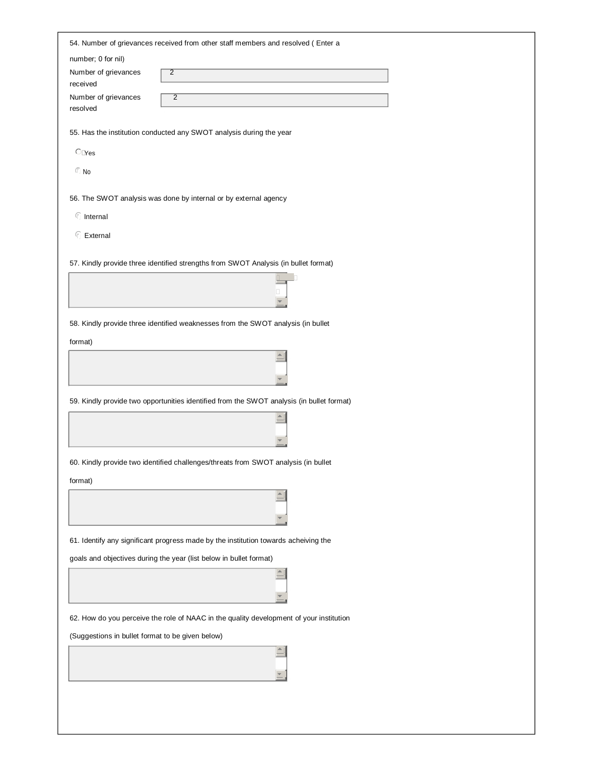54. Number of grievances received from other staff members and resolved ( Enter a number; 0 for nil)

| | |
|---|---|
| Number of grievances received | 2 |
| Number of grievances resolved | 2 |

55. Has the institution conducted any SWOT analysis during the year

- Yes
- No

56. The SWOT analysis was done by internal or by external agency

- Internal
- External

57. Kindly provide three identified strengths from SWOT Analysis (in bullet format)

58. Kindly provide three identified weaknesses from the SWOT analysis (in bullet format)

59. Kindly provide two opportunities identified from the SWOT analysis (in bullet format)

60. Kindly provide two identified challenges/threats from SWOT analysis (in bullet format)

61. Identify any significant progress made by the institution towards acheiving the goals and objectives during the year (list below in bullet format)

62. How do you perceive the role of NAAC in the quality development of your institution (Suggestions in bullet format to be given below)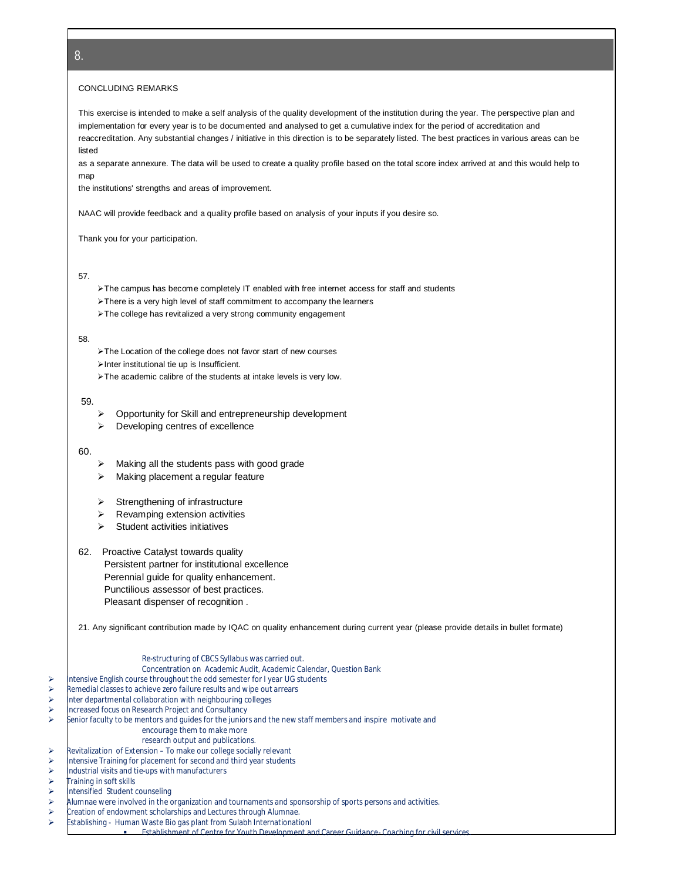## 8.

CONCLUDING REMARKS

This exercise is intended to make a self analysis of the quality development of the institution during the year. The perspective plan and implementation for every year is to be documented and analysed to get a cumulative index for the period of accreditation and reaccreditation. Any substantial changes / initiative in this direction is to be separately listed. The best practices in various areas can be listed
as a separate annexure. The data will be used to create a quality profile based on the total score index arrived at and this would help to map
the institutions' strengths and areas of improvement.

NAAC will provide feedback and a quality profile based on analysis of your inputs if you desire so.

Thank you for your participation.

57.

- The campus has become completely IT enabled with free internet access for staff and students
- There is a very high level of staff commitment to accompany the learners
- The college has revitalized a very strong community engagement

58.

- The Location of the college does not favor start of new courses
- Inter institutional tie up is Insufficient.
- The academic calibre of the students at intake levels is very low.

59.

- Opportunity for Skill and entrepreneurship development
- Developing centres of excellence

60.

- Making all the students pass with good grade
- Making placement a regular feature

- Strengthening of infrastructure
- Revamping extension activities
- Student activities initiatives

62. Proactive Catalyst towards quality
Persistent partner for institutional excellence
Perennial guide for quality enhancement.
Punctilious assessor of best practices.
Pleasant dispenser of recognition .

21. Any significant contribution made by IQAC on quality enhancement during current year (please provide details in bullet formate)

Re-structuring of CBCS Syllabus was carried out.
Concentration on Academic Audit, Academic Calendar, Question Bank

- Intensive English course throughout the odd semester for I year UG students
- Remedial classes to achieve zero failure results and wipe out arrears
- Inter departmental collaboration with neighbouring colleges
- Increased focus on Research Project and Consultancy
- Senior faculty to be mentors and guides for the juniors and the new staff members and inspire motivate and encourage them to make more research output and publications.
- Revitalization of Extension – To make our college socially relevant
- Intensive Training for placement for second and third year students
- Industrial visits and tie-ups with manufacturers
- Training in soft skills
- Intensified Student counseling
- Alumnae were involved in the organization and tournaments and sponsorship of sports persons and activities.
- Creation of endowment scholarships and Lectures through Alumnae.
- Establishing - Human Waste Bio gas plant from Sulabh Internationionl
  - Establishment of Centre for Youth Development and Career Guidance- Coaching for civil services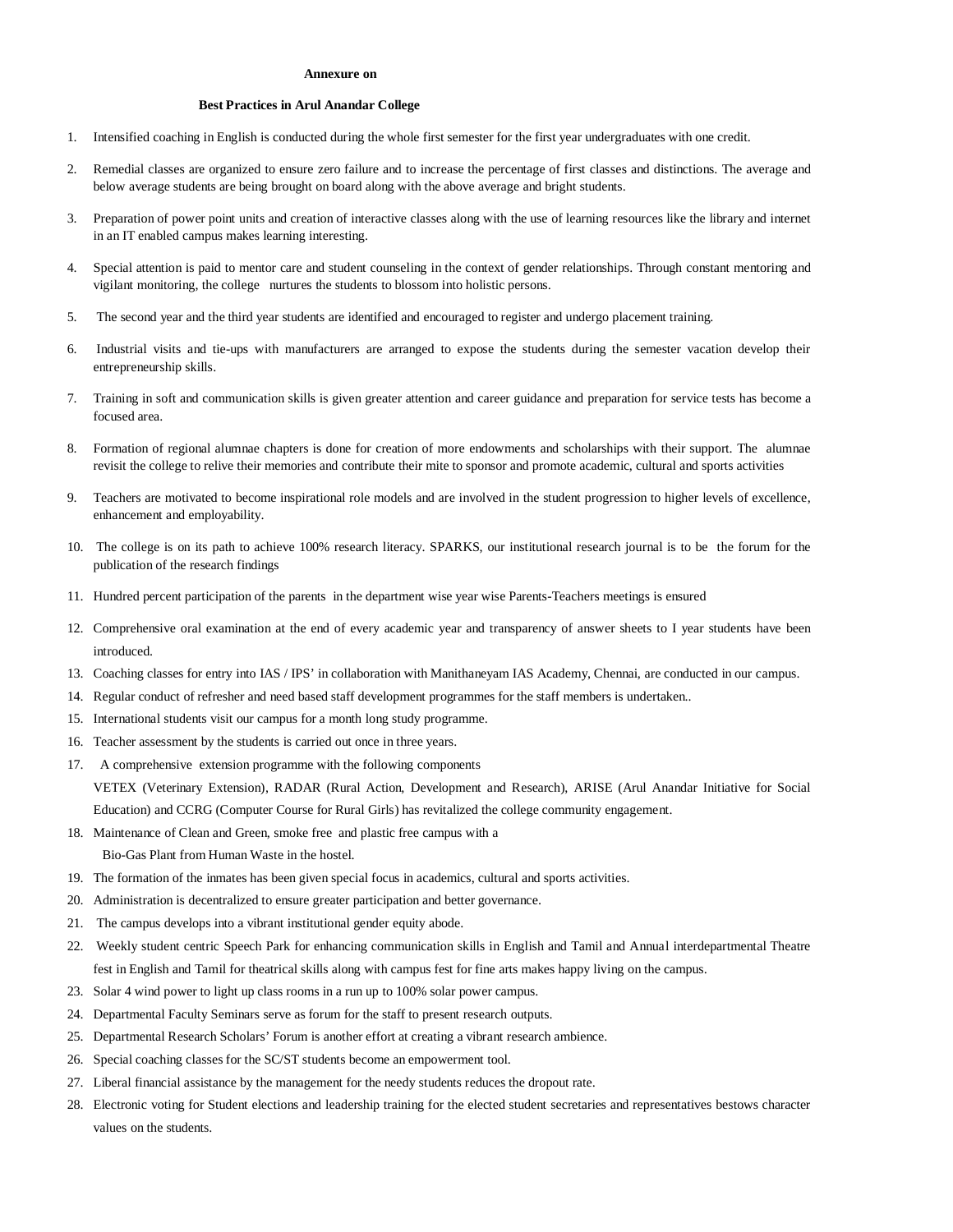**Annexure on**

**Best Practices in Arul Anandar College**

1. Intensified coaching in English is conducted during the whole first semester for the first year undergraduates with one credit.
2. Remedial classes are organized to ensure zero failure and to increase the percentage of first classes and distinctions. The average and below average students are being brought on board along with the above average and bright students.
3. Preparation of power point units and creation of interactive classes along with the use of learning resources like the library and internet in an IT enabled campus makes learning interesting.
4. Special attention is paid to mentor care and student counseling in the context of gender relationships. Through constant mentoring and vigilant monitoring, the college nurtures the students to blossom into holistic persons.
5. The second year and the third year students are identified and encouraged to register and undergo placement training.
6. Industrial visits and tie-ups with manufacturers are arranged to expose the students during the semester vacation develop their entrepreneurship skills.
7. Training in soft and communication skills is given greater attention and career guidance and preparation for service tests has become a focused area.
8. Formation of regional alumnae chapters is done for creation of more endowments and scholarships with their support. The alumnae revisit the college to relive their memories and contribute their mite to sponsor and promote academic, cultural and sports activities
9. Teachers are motivated to become inspirational role models and are involved in the student progression to higher levels of excellence, enhancement and employability.
10. The college is on its path to achieve 100% research literacy. SPARKS, our institutional research journal is to be the forum for the publication of the research findings
11. Hundred percent participation of the parents in the department wise year wise Parents-Teachers meetings is ensured
12. Comprehensive oral examination at the end of every academic year and transparency of answer sheets to I year students have been introduced.
13. Coaching classes for entry into IAS / IPS' in collaboration with Manithaneyam IAS Academy, Chennai, are conducted in our campus.
14. Regular conduct of refresher and need based staff development programmes for the staff members is undertaken..
15. International students visit our campus for a month long study programme.
16. Teacher assessment by the students is carried out once in three years.
17. A comprehensive extension programme with the following components VETEX (Veterinary Extension), RADAR (Rural Action, Development and Research), ARISE (Arul Anandar Initiative for Social Education) and CCRG (Computer Course for Rural Girls) has revitalized the college community engagement.
18. Maintenance of Clean and Green, smoke free and plastic free campus with a Bio-Gas Plant from Human Waste in the hostel.
19. The formation of the inmates has been given special focus in academics, cultural and sports activities.
20. Administration is decentralized to ensure greater participation and better governance.
21. The campus develops into a vibrant institutional gender equity abode.
22. Weekly student centric Speech Park for enhancing communication skills in English and Tamil and Annual interdepartmental Theatre fest in English and Tamil for theatrical skills along with campus fest for fine arts makes happy living on the campus.
23. Solar 4 wind power to light up class rooms in a run up to 100% solar power campus.
24. Departmental Faculty Seminars serve as forum for the staff to present research outputs.
25. Departmental Research Scholars' Forum is another effort at creating a vibrant research ambience.
26. Special coaching classes for the SC/ST students become an empowerment tool.
27. Liberal financial assistance by the management for the needy students reduces the dropout rate.
28. Electronic voting for Student elections and leadership training for the elected student secretaries and representatives bestows character values on the students.